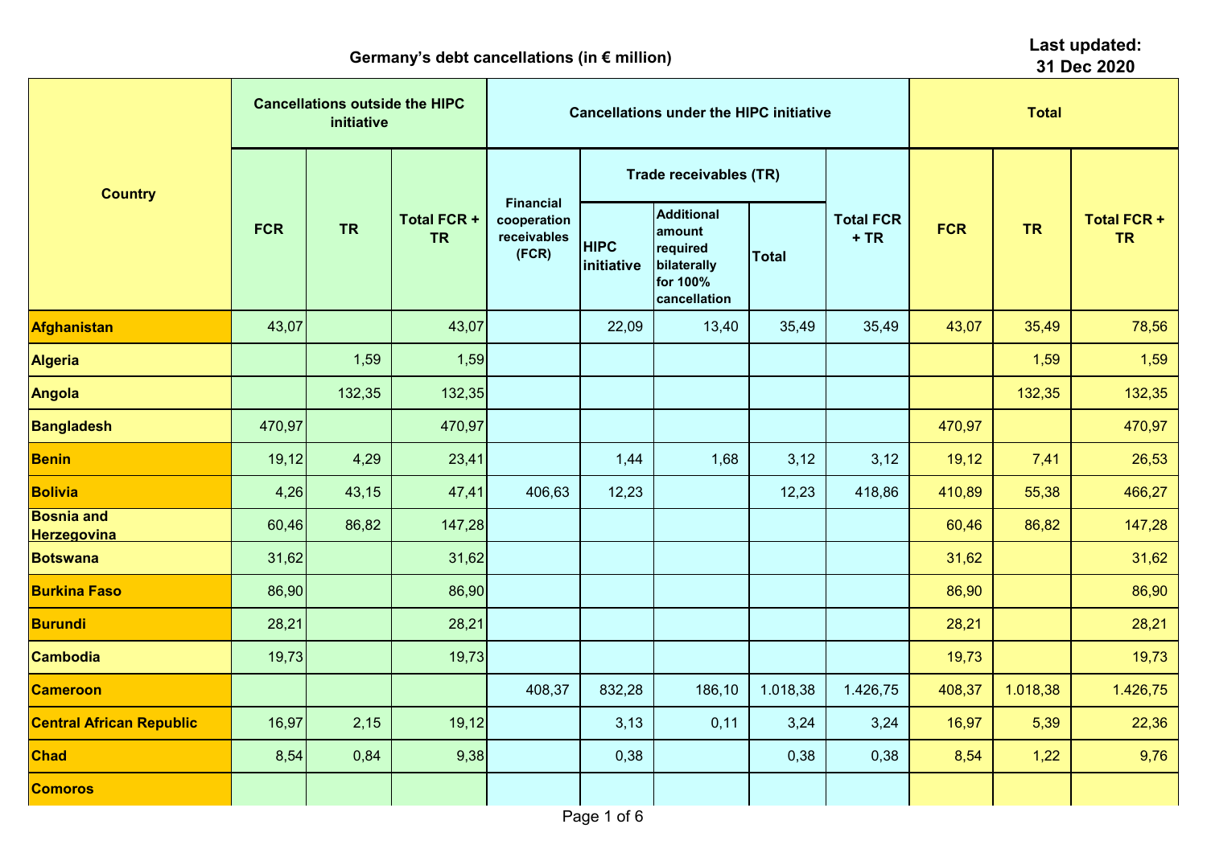## Germany's debt cancellations (in € million)

**Last updated: 31 Dec 2020**

| Country | Cancellations outside the HIPC initiative | | | Cancellations under the HIPC initiative | | | | | Total | | |
|---|---|---|---|---|---|---|---|---|---|---|---|
| | FCR | TR | Total FCR + TR | Financial cooperation receivables (FCR) | Trade receivables (TR) | | | Total FCR + TR | FCR | TR | Total FCR + TR |
| | | | | | HIPC initiative | Additional amount required bilaterally for 100% cancellation | Total | | | | |
| Afghanistan | 43,07 | | 43,07 | | 22,09 | 13,40 | 35,49 | 35,49 | 43,07 | 35,49 | 78,56 |
| Algeria | | 1,59 | 1,59 | | | | | | | 1,59 | 1,59 |
| Angola | | 132,35 | 132,35 | | | | | | | 132,35 | 132,35 |
| Bangladesh | 470,97 | | 470,97 | | | | | | 470,97 | | 470,97 |
| Benin | 19,12 | 4,29 | 23,41 | | 1,44 | 1,68 | 3,12 | 3,12 | 19,12 | 7,41 | 26,53 |
| Bolivia | 4,26 | 43,15 | 47,41 | 406,63 | 12,23 | | 12,23 | 418,86 | 410,89 | 55,38 | 466,27 |
| Bosnia and Herzegovina | 60,46 | 86,82 | 147,28 | | | | | | 60,46 | 86,82 | 147,28 |
| Botswana | 31,62 | | 31,62 | | | | | | 31,62 | | 31,62 |
| Burkina Faso | 86,90 | | 86,90 | | | | | | 86,90 | | 86,90 |
| Burundi | 28,21 | | 28,21 | | | | | | 28,21 | | 28,21 |
| Cambodia | 19,73 | | 19,73 | | | | | | 19,73 | | 19,73 |
| Cameroon | | | | 408,37 | 832,28 | 186,10 | 1.018,38 | 1.426,75 | 408,37 | 1.018,38 | 1.426,75 |
| Central African Republic | 16,97 | 2,15 | 19,12 | | 3,13 | 0,11 | 3,24 | 3,24 | 16,97 | 5,39 | 22,36 |
| Chad | 8,54 | 0,84 | 9,38 | | 0,38 | | 0,38 | 0,38 | 8,54 | 1,22 | 9,76 |
| Comoros | | | | | | | | | | | |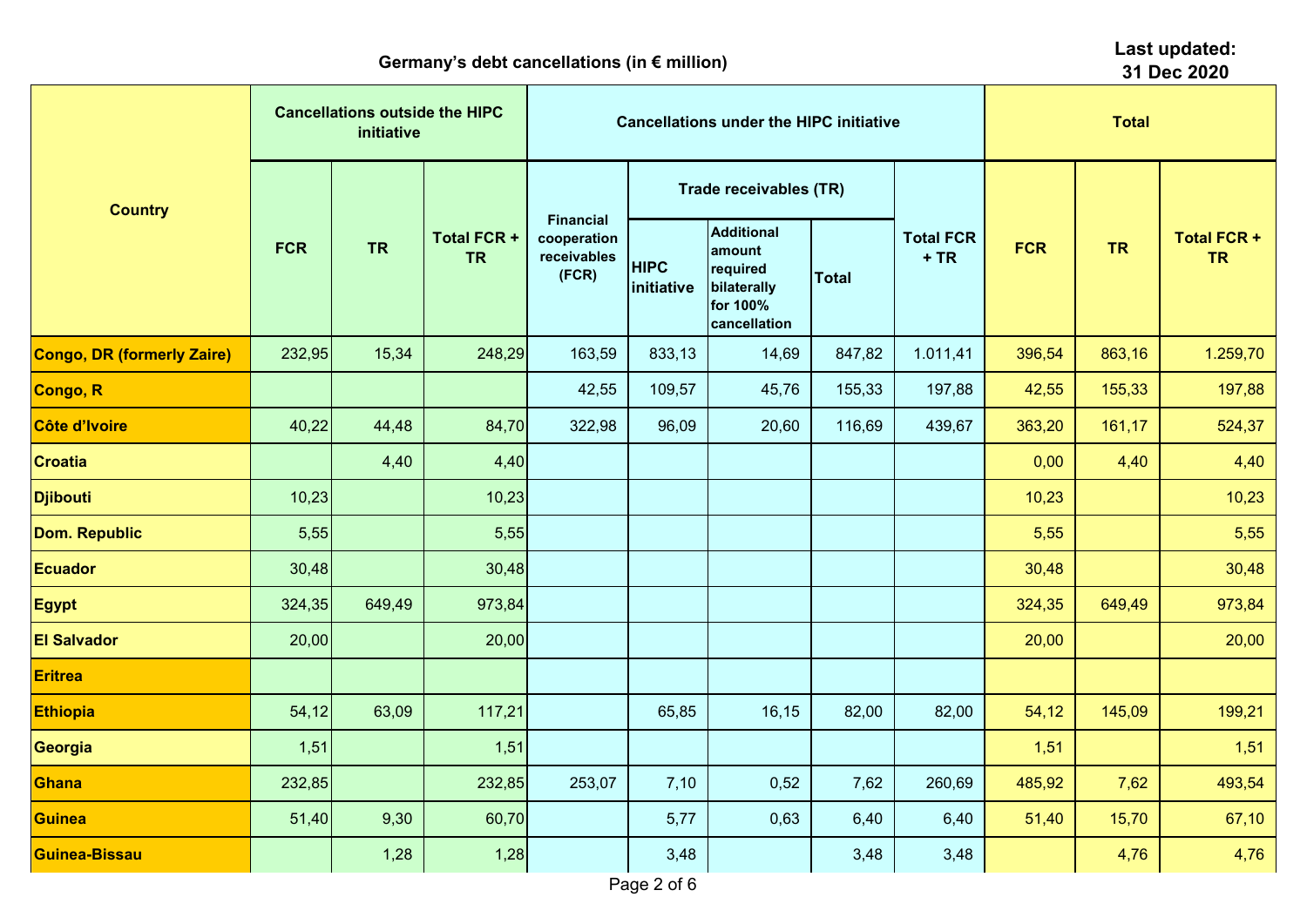**Germany's debt cancellations (in € million)**

**Last updated: 31 Dec 2020**

| Country | Cancellations outside the HIPC initiative | | | Cancellations under the HIPC initiative | | | | | Total | | |
|---|---|---|---|---|---|---|---|---|---|---|---|
| | FCR | TR | Total FCR + TR | Financial cooperation receivables (FCR) | Trade receivables (TR) | | | Total FCR + TR | FCR | TR | Total FCR + TR |
| | | | | | HIPC initiative | Additional amount required bilaterally for 100% cancellation | Total | | | | |
| **Congo, DR (formerly Zaire)** | 232,95 | 15,34 | 248,29 | 163,59 | 833,13 | 14,69 | 847,82 | 1.011,41 | 396,54 | 863,16 | 1.259,70 |
| **Congo, R** | | | | 42,55 | 109,57 | 45,76 | 155,33 | 197,88 | 42,55 | 155,33 | 197,88 |
| **Côte d'Ivoire** | 40,22 | 44,48 | 84,70 | 322,98 | 96,09 | 20,60 | 116,69 | 439,67 | 363,20 | 161,17 | 524,37 |
| **Croatia** | | 4,40 | 4,40 | | | | | | 0,00 | 4,40 | 4,40 |
| **Djibouti** | 10,23 | | 10,23 | | | | | | 10,23 | | 10,23 |
| **Dom. Republic** | 5,55 | | 5,55 | | | | | | 5,55 | | 5,55 |
| **Ecuador** | 30,48 | | 30,48 | | | | | | 30,48 | | 30,48 |
| **Egypt** | 324,35 | 649,49 | 973,84 | | | | | | 324,35 | 649,49 | 973,84 |
| **El Salvador** | 20,00 | | 20,00 | | | | | | 20,00 | | 20,00 |
| **Eritrea** | | | | | | | | | | | |
| **Ethiopia** | 54,12 | 63,09 | 117,21 | | 65,85 | 16,15 | 82,00 | 82,00 | 54,12 | 145,09 | 199,21 |
| **Georgia** | 1,51 | | 1,51 | | | | | | 1,51 | | 1,51 |
| **Ghana** | 232,85 | | 232,85 | 253,07 | 7,10 | 0,52 | 7,62 | 260,69 | 485,92 | 7,62 | 493,54 |
| **Guinea** | 51,40 | 9,30 | 60,70 | | 5,77 | 0,63 | 6,40 | 6,40 | 51,40 | 15,70 | 67,10 |
| **Guinea-Bissau** | | 1,28 | 1,28 | | 3,48 | | 3,48 | 3,48 | | 4,76 | 4,76 |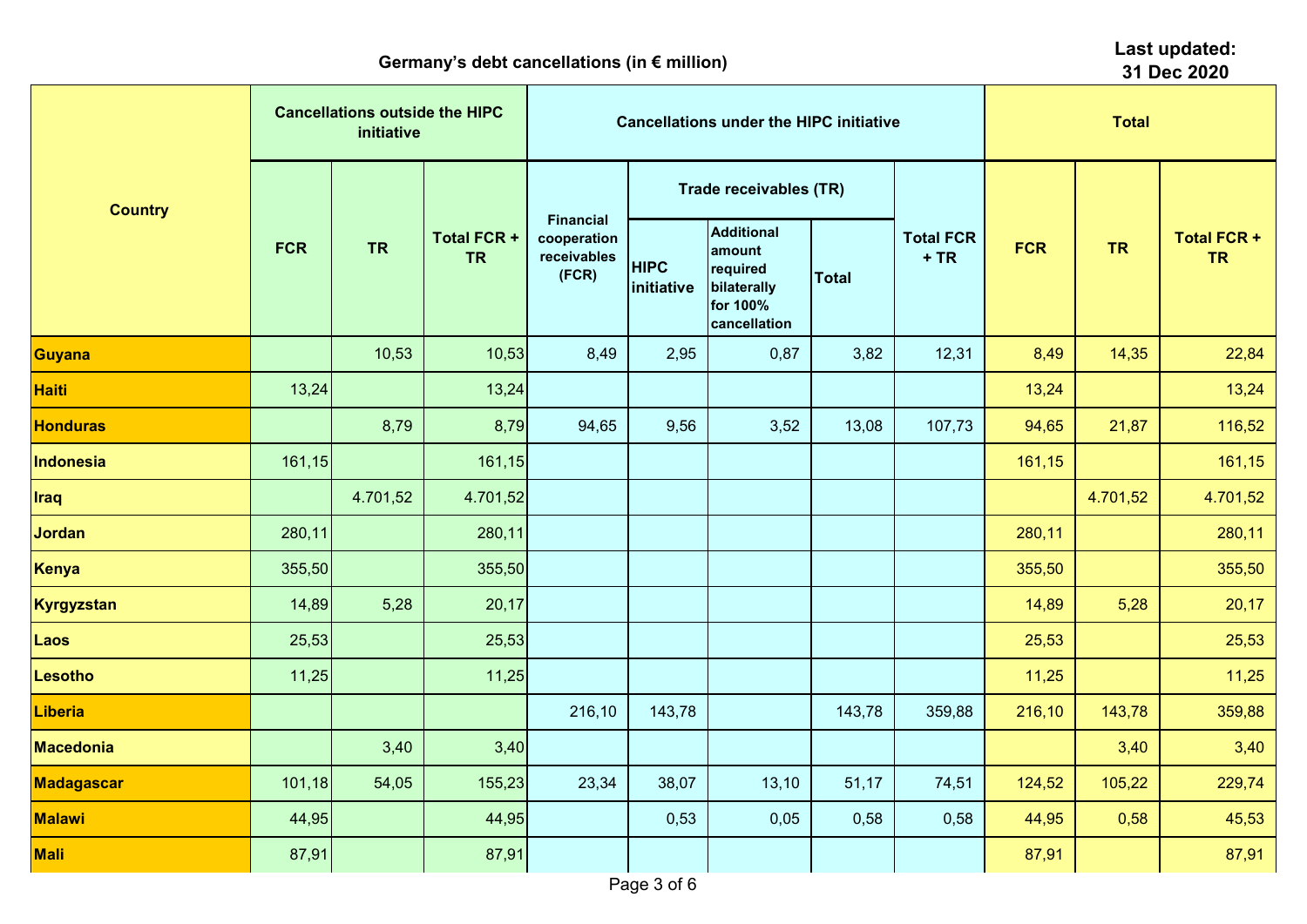## Germany's debt cancellations (in € million)

**Last updated: 31 Dec 2020**

| Country | Cancellations outside the HIPC initiative | | | Cancellations under the HIPC initiative | | | | | Total | | |
|---|---|---|---|---|---|---|---|---|---|---|---|
| | | | | Financial cooperation receivables (FCR) | Trade receivables (TR) | | | Total FCR + TR | | | |
| | FCR | TR | Total FCR + TR | | HIPC initiative | Additional amount required bilaterally for 100% cancellation | Total | | FCR | TR | Total FCR + TR |
| **Guyana** | | 10,53 | 10,53 | 8,49 | 2,95 | 0,87 | 3,82 | 12,31 | 8,49 | 14,35 | 22,84 |
| **Haiti** | 13,24 | | 13,24 | | | | | | 13,24 | | 13,24 |
| **Honduras** | | 8,79 | 8,79 | 94,65 | 9,56 | 3,52 | 13,08 | 107,73 | 94,65 | 21,87 | 116,52 |
| **Indonesia** | 161,15 | | 161,15 | | | | | | 161,15 | | 161,15 |
| **Iraq** | | 4.701,52 | 4.701,52 | | | | | | | 4.701,52 | 4.701,52 |
| **Jordan** | 280,11 | | 280,11 | | | | | | 280,11 | | 280,11 |
| **Kenya** | 355,50 | | 355,50 | | | | | | 355,50 | | 355,50 |
| **Kyrgyzstan** | 14,89 | 5,28 | 20,17 | | | | | | 14,89 | 5,28 | 20,17 |
| **Laos** | 25,53 | | 25,53 | | | | | | 25,53 | | 25,53 |
| **Lesotho** | 11,25 | | 11,25 | | | | | | 11,25 | | 11,25 |
| **Liberia** | | | | 216,10 | 143,78 | | 143,78 | 359,88 | 216,10 | 143,78 | 359,88 |
| **Macedonia** | | 3,40 | 3,40 | | | | | | | 3,40 | 3,40 |
| **Madagascar** | 101,18 | 54,05 | 155,23 | 23,34 | 38,07 | 13,10 | 51,17 | 74,51 | 124,52 | 105,22 | 229,74 |
| **Malawi** | 44,95 | | 44,95 | | 0,53 | 0,05 | 0,58 | 0,58 | 44,95 | 0,58 | 45,53 |
| **Mali** | 87,91 | | 87,91 | | | | | | 87,91 | | 87,91 |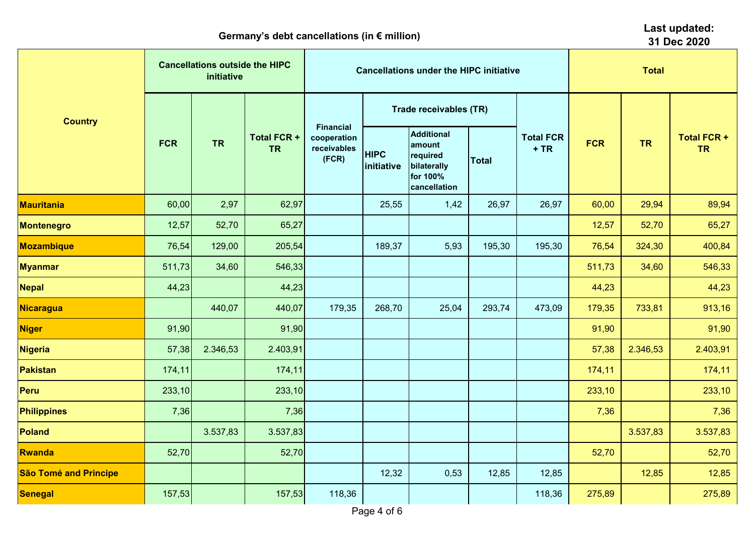**Germany's debt cancellations (in € million)**

**Last updated: 31 Dec 2020**

| Country | Cancellations outside the HIPC initiative | | | Cancellations under the HIPC initiative | | | | | Total | | |
|---|---|---|---|---|---|---|---|---|---|---|---|
| | FCR | TR | Total FCR + TR | Financial cooperation receivables (FCR) | Trade receivables (TR) | | | Total FCR + TR | FCR | TR | Total FCR + TR |
| | | | | | HIPC initiative | Additional amount required bilaterally for 100% cancellation | Total | | | | |
| **Mauritania** | 60,00 | 2,97 | 62,97 | | 25,55 | 1,42 | 26,97 | 26,97 | 60,00 | 29,94 | 89,94 |
| **Montenegro** | 12,57 | 52,70 | 65,27 | | | | | | 12,57 | 52,70 | 65,27 |
| **Mozambique** | 76,54 | 129,00 | 205,54 | | 189,37 | 5,93 | 195,30 | 195,30 | 76,54 | 324,30 | 400,84 |
| **Myanmar** | 511,73 | 34,60 | 546,33 | | | | | | 511,73 | 34,60 | 546,33 |
| **Nepal** | 44,23 | | 44,23 | | | | | | 44,23 | | 44,23 |
| **Nicaragua** | | 440,07 | 440,07 | 179,35 | 268,70 | 25,04 | 293,74 | 473,09 | 179,35 | 733,81 | 913,16 |
| **Niger** | 91,90 | | 91,90 | | | | | | 91,90 | | 91,90 |
| **Nigeria** | 57,38 | 2.346,53 | 2.403,91 | | | | | | 57,38 | 2.346,53 | 2.403,91 |
| **Pakistan** | 174,11 | | 174,11 | | | | | | 174,11 | | 174,11 |
| **Peru** | 233,10 | | 233,10 | | | | | | 233,10 | | 233,10 |
| **Philippines** | 7,36 | | 7,36 | | | | | | 7,36 | | 7,36 |
| **Poland** | | 3.537,83 | 3.537,83 | | | | | | | 3.537,83 | 3.537,83 |
| **Rwanda** | 52,70 | | 52,70 | | | | | | 52,70 | | 52,70 |
| **São Tomé and Principe** | | | | | 12,32 | 0,53 | 12,85 | 12,85 | | 12,85 | 12,85 |
| **Senegal** | 157,53 | | 157,53 | 118,36 | | | | 118,36 | 275,89 | | 275,89 |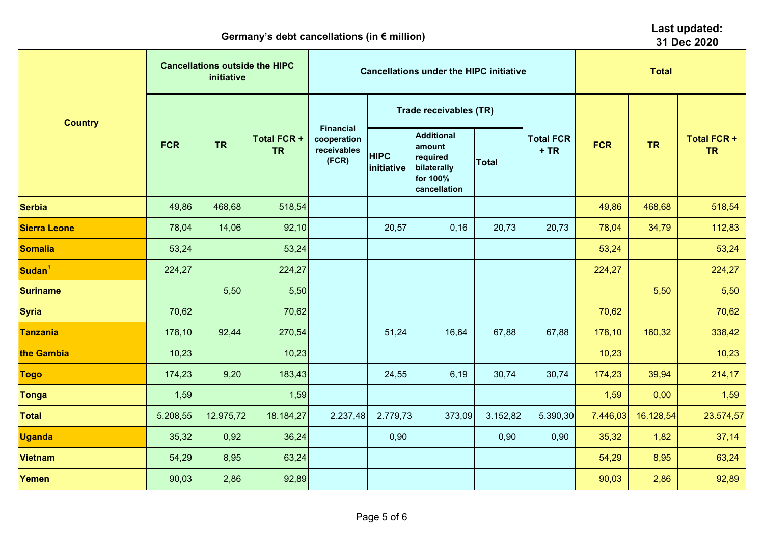**Germany's debt cancellations (in € million)**

**Last updated: 31 Dec 2020**

| Country | Cancellations outside the HIPC initiative | | | Cancellations under the HIPC initiative | | | | | Total | | |
|---|---|---|---|---|---|---|---|---|---|---|---|
| | FCR | TR | Total FCR + TR | Financial cooperation receivables (FCR) | Trade receivables (TR) | | | Total FCR + TR | FCR | TR | Total FCR + TR |
| | | | | | HIPC initiative | Additional amount required bilaterally for 100% cancellation | Total | | | | |
| Serbia | 49,86 | 468,68 | 518,54 | | | | | | 49,86 | 468,68 | 518,54 |
| Sierra Leone | 78,04 | 14,06 | 92,10 | | 20,57 | 0,16 | 20,73 | 20,73 | 78,04 | 34,79 | 112,83 |
| Somalia | 53,24 | | 53,24 | | | | | | 53,24 | | 53,24 |
| Sudan[1] | 224,27 | | 224,27 | | | | | | 224,27 | | 224,27 |
| Suriname | | 5,50 | 5,50 | | | | | | | 5,50 | 5,50 |
| Syria | 70,62 | | 70,62 | | | | | | 70,62 | | 70,62 |
| Tanzania | 178,10 | 92,44 | 270,54 | | 51,24 | 16,64 | 67,88 | 67,88 | 178,10 | 160,32 | 338,42 |
| the Gambia | 10,23 | | 10,23 | | | | | | 10,23 | | 10,23 |
| Togo | 174,23 | 9,20 | 183,43 | | 24,55 | 6,19 | 30,74 | 30,74 | 174,23 | 39,94 | 214,17 |
| Tonga | 1,59 | | 1,59 | | | | | | 1,59 | 0,00 | 1,59 |
| Total | 5.208,55 | 12.975,72 | 18.184,27 | 2.237,48 | 2.779,73 | 373,09 | 3.152,82 | 5.390,30 | 7.446,03 | 16.128,54 | 23.574,57 |
| Uganda | 35,32 | 0,92 | 36,24 | | 0,90 | | 0,90 | 0,90 | 35,32 | 1,82 | 37,14 |
| Vietnam | 54,29 | 8,95 | 63,24 | | | | | | 54,29 | 8,95 | 63,24 |
| Yemen | 90,03 | 2,86 | 92,89 | | | | | | 90,03 | 2,86 | 92,89 |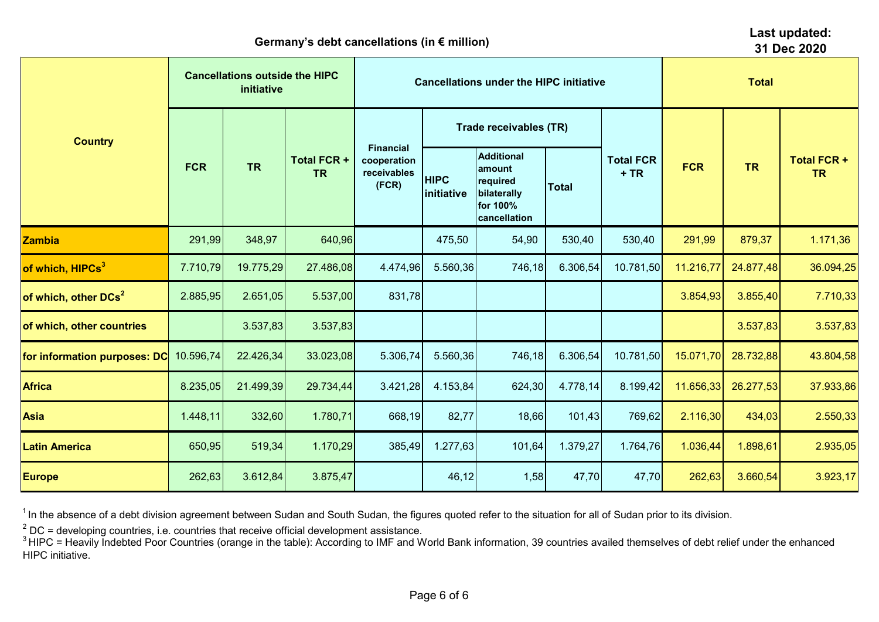**Germany's debt cancellations (in € million)**

**Last updated: 31 Dec 2020**

| Country | Cancellations outside the HIPC initiative | | | Cancellations under the HIPC initiative | | | | | Total | | |
|---|---|---|---|---|---|---|---|---|---|---|---|
| | | | | Financial cooperation receivables (FCR) | Trade receivables (TR) | | | Total FCR + TR | | | |
| | FCR | TR | Total FCR + TR | | HIPC initiative | Additional amount required bilaterally for 100% cancellation | Total | | FCR | TR | Total FCR + TR |
| **Zambia** | 291,99 | 348,97 | 640,96 | | 475,50 | 54,90 | 530,40 | 530,40 | 291,99 | 879,37 | 1.171,36 |
| **of which, HIPCs[3]** | 7.710,79 | 19.775,29 | 27.486,08 | 4.474,96 | 5.560,36 | 746,18 | 6.306,54 | 10.781,50 | 11.216,77 | 24.877,48 | 36.094,25 |
| **of which, other DCs[2]** | 2.885,95 | 2.651,05 | 5.537,00 | 831,78 | | | | | 3.854,93 | 3.855,40 | 7.710,33 |
| **of which, other countries** | | 3.537,83 | 3.537,83 | | | | | | | 3.537,83 | 3.537,83 |
| **for information purposes: DC** | 10.596,74 | 22.426,34 | 33.023,08 | 5.306,74 | 5.560,36 | 746,18 | 6.306,54 | 10.781,50 | 15.071,70 | 28.732,88 | 43.804,58 |
| **Africa** | 8.235,05 | 21.499,39 | 29.734,44 | 3.421,28 | 4.153,84 | 624,30 | 4.778,14 | 8.199,42 | 11.656,33 | 26.277,53 | 37.933,86 |
| **Asia** | 1.448,11 | 332,60 | 1.780,71 | 668,19 | 82,77 | 18,66 | 101,43 | 769,62 | 2.116,30 | 434,03 | 2.550,33 |
| **Latin America** | 650,95 | 519,34 | 1.170,29 | 385,49 | 1.277,63 | 101,64 | 1.379,27 | 1.764,76 | 1.036,44 | 1.898,61 | 2.935,05 |
| **Europe** | 262,63 | 3.612,84 | 3.875,47 | | 46,12 | 1,58 | 47,70 | 47,70 | 262,63 | 3.660,54 | 3.923,17 |

[1] In the absence of a debt division agreement between Sudan and South Sudan, the figures quoted refer to the situation for all of Sudan prior to its division.

[2] DC = developing countries, i.e. countries that receive official development assistance.

[3] HIPC = Heavily Indebted Poor Countries (orange in the table): According to IMF and World Bank information, 39 countries availed themselves of debt relief under the enhanced HIPC initiative.